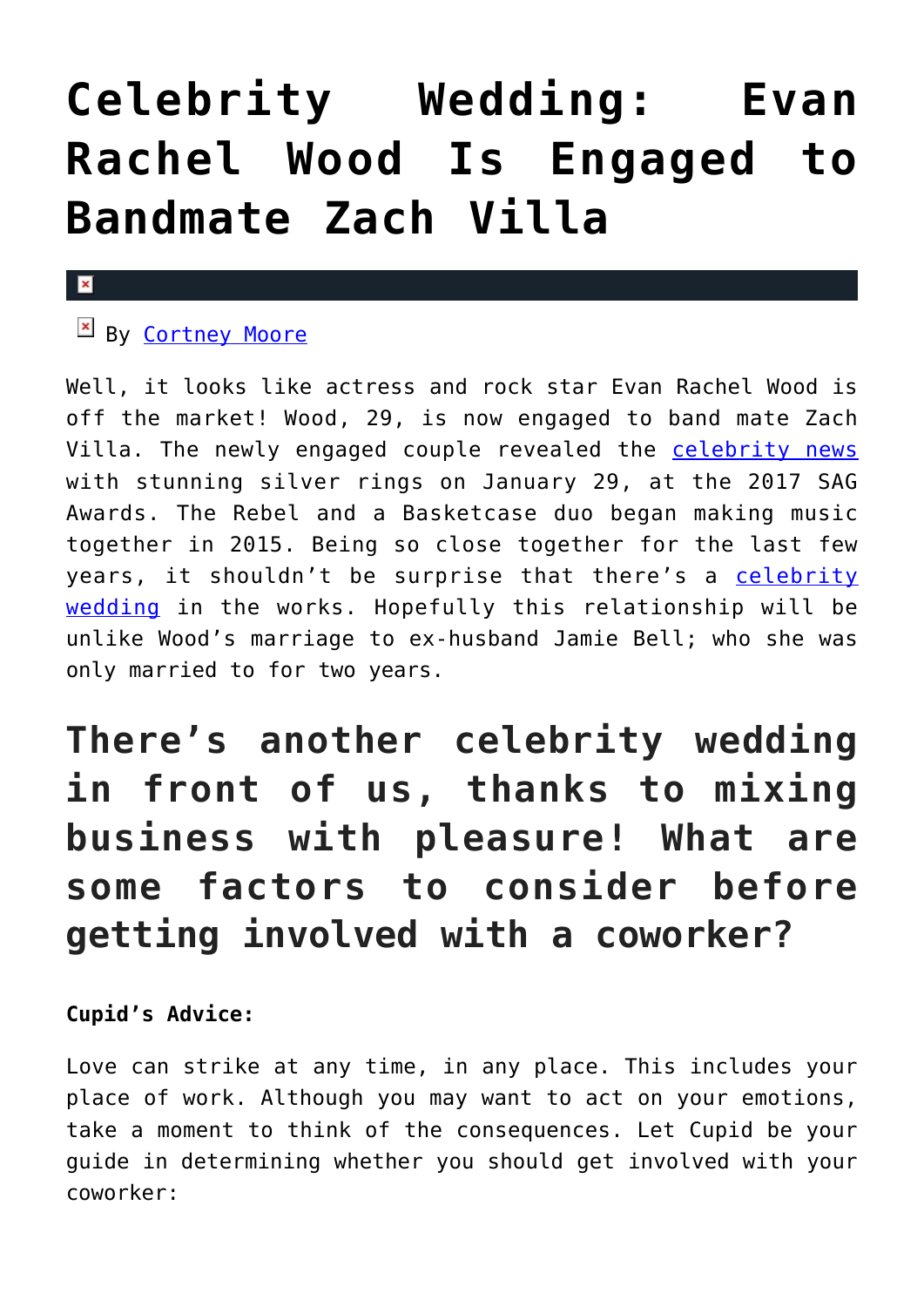# Celebrity Wedding: Evan Rachel Wood Is Engaged to Bandmate Zach Villa

By [Cortney Moore]

Well, it looks like actress and rock star Evan Rachel Wood is off the market! Wood, 29, is now engaged to band mate Zach Villa. The newly engaged couple revealed the [celebrity news] with stunning silver rings on January 29, at the 2017 SAG Awards. The Rebel and a Basketcase duo began making music together in 2015. Being so close together for the last few years, it shouldn't be surprise that there's a [celebrity wedding] in the works. Hopefully this relationship will be unlike Wood's marriage to ex-husband Jamie Bell; who she was only married to for two years.

## There's another celebrity wedding in front of us, thanks to mixing business with pleasure! What are some factors to consider before getting involved with a coworker?

**Cupid's Advice:**

Love can strike at any time, in any place. This includes your place of work. Although you may want to act on your emotions, take a moment to think of the consequences. Let Cupid be your guide in determining whether you should get involved with your coworker: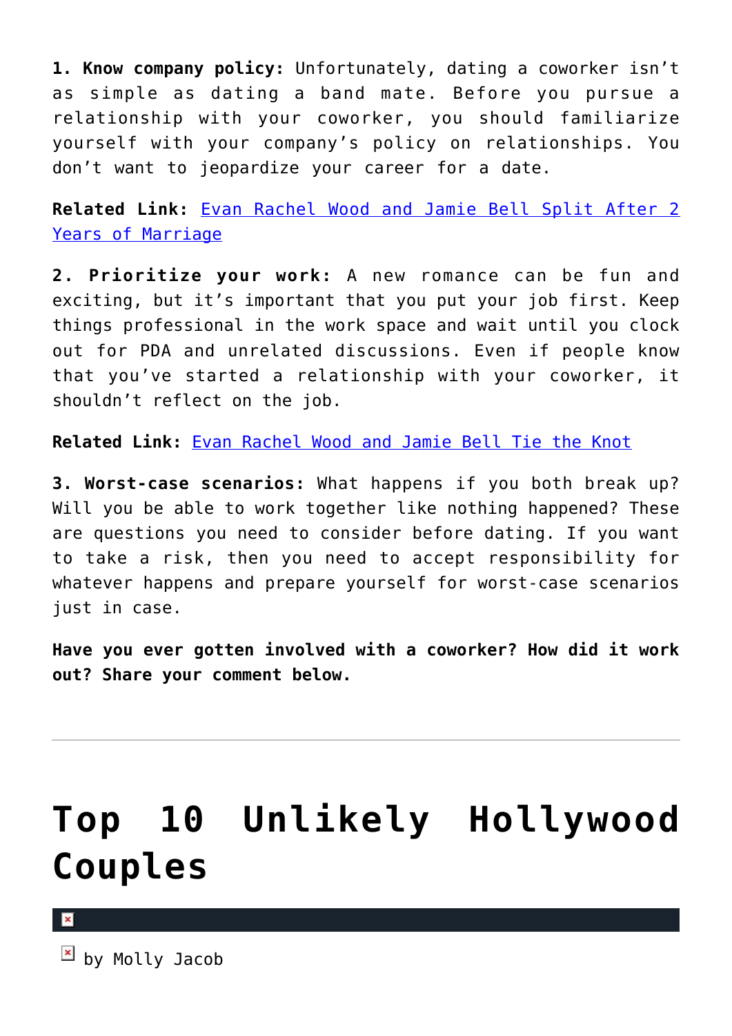**1. Know company policy:** Unfortunately, dating a coworker isn't as simple as dating a band mate. Before you pursue a relationship with your coworker, you should familiarize yourself with your company's policy on relationships. You don't want to jeopardize your career for a date.

**Related Link:** Evan Rachel Wood and Jamie Bell Split After 2 Years of Marriage

**2. Prioritize your work:** A new romance can be fun and exciting, but it's important that you put your job first. Keep things professional in the work space and wait until you clock out for PDA and unrelated discussions. Even if people know that you've started a relationship with your coworker, it shouldn't reflect on the job.

**Related Link:** Evan Rachel Wood and Jamie Bell Tie the Knot

**3. Worst-case scenarios:** What happens if you both break up? Will you be able to work together like nothing happened? These are questions you need to consider before dating. If you want to take a risk, then you need to accept responsibility for whatever happens and prepare yourself for worst-case scenarios just in case.

**Have you ever gotten involved with a coworker? How did it work out? Share your comment below.**

---

# Top 10 Unlikely Hollywood Couples

by Molly Jacob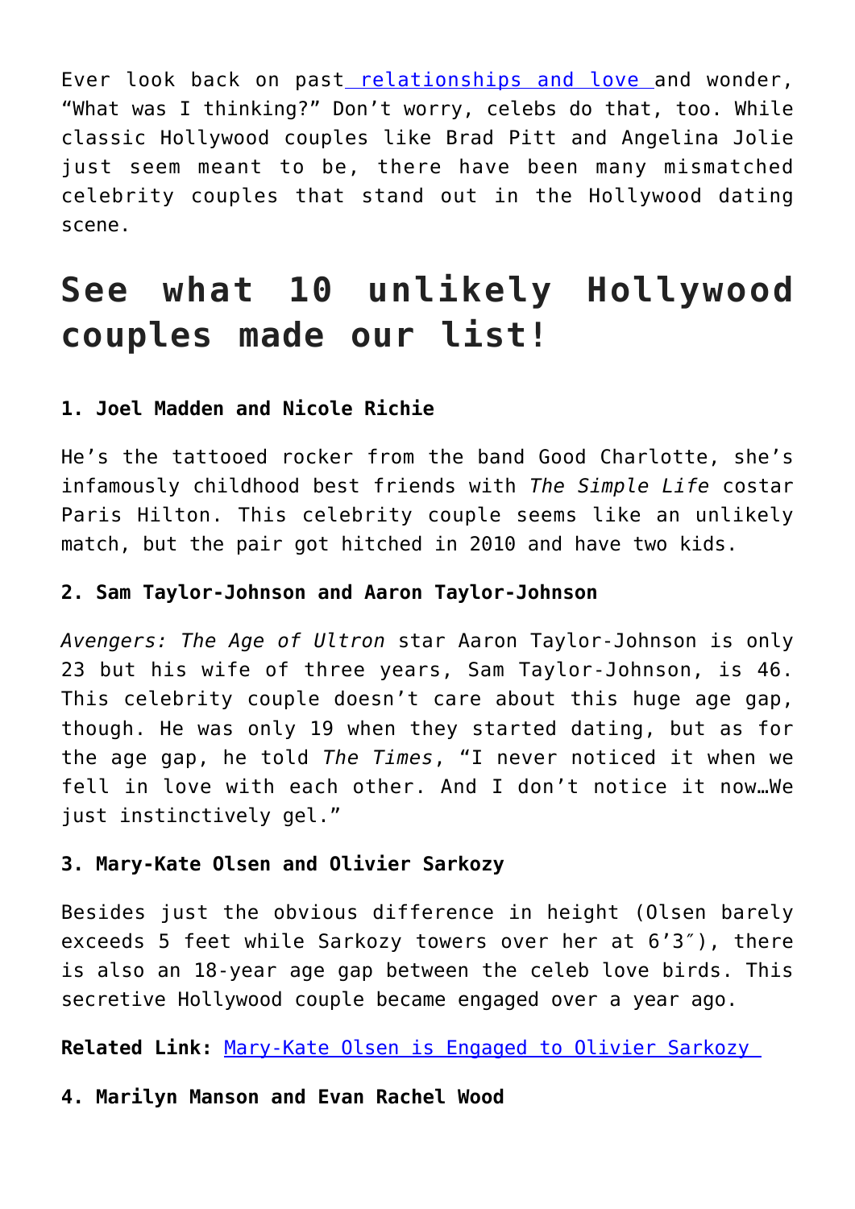Ever look back on past [relationships and love](#) and wonder, “What was I thinking?” Don’t worry, celebs do that, too. While classic Hollywood couples like Brad Pitt and Angelina Jolie just seem meant to be, there have been many mismatched celebrity couples that stand out in the Hollywood dating scene.

## See what 10 unlikely Hollywood couples made our list!

**1. Joel Madden and Nicole Richie**

He’s the tattooed rocker from the band Good Charlotte, she’s infamously childhood best friends with *The Simple Life* costar Paris Hilton. This celebrity couple seems like an unlikely match, but the pair got hitched in 2010 and have two kids.

**2. Sam Taylor-Johnson and Aaron Taylor-Johnson**

*Avengers: The Age of Ultron* star Aaron Taylor-Johnson is only 23 but his wife of three years, Sam Taylor-Johnson, is 46. This celebrity couple doesn’t care about this huge age gap, though. He was only 19 when they started dating, but as for the age gap, he told *The Times*, “I never noticed it when we fell in love with each other. And I don’t notice it now…We just instinctively gel.”

**3. Mary-Kate Olsen and Olivier Sarkozy**

Besides just the obvious difference in height (Olsen barely exceeds 5 feet while Sarkozy towers over her at 6’3″), there is also an 18-year age gap between the celeb love birds. This secretive Hollywood couple became engaged over a year ago.

**Related Link:** [Mary-Kate Olsen is Engaged to Olivier Sarkozy](#)

**4. Marilyn Manson and Evan Rachel Wood**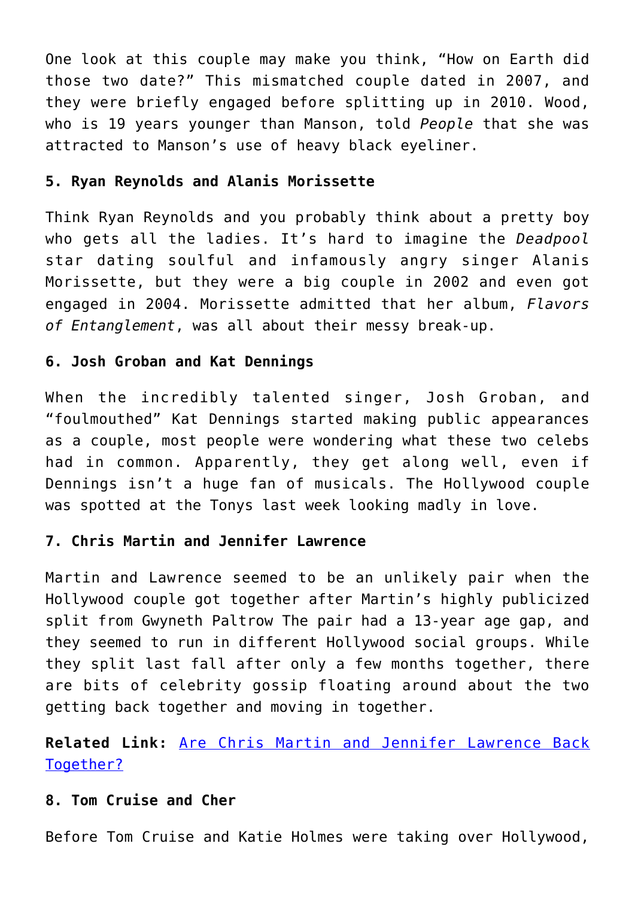One look at this couple may make you think, “How on Earth did those two date?” This mismatched couple dated in 2007, and they were briefly engaged before splitting up in 2010. Wood, who is 19 years younger than Manson, told *People* that she was attracted to Manson’s use of heavy black eyeliner.

**5. Ryan Reynolds and Alanis Morissette**

Think Ryan Reynolds and you probably think about a pretty boy who gets all the ladies. It’s hard to imagine the *Deadpool* star dating soulful and infamously angry singer Alanis Morissette, but they were a big couple in 2002 and even got engaged in 2004. Morissette admitted that her album, *Flavors of Entanglement*, was all about their messy break-up.

**6. Josh Groban and Kat Dennings**

When the incredibly talented singer, Josh Groban, and “foulmouthed” Kat Dennings started making public appearances as a couple, most people were wondering what these two celebs had in common. Apparently, they get along well, even if Dennings isn’t a huge fan of musicals. The Hollywood couple was spotted at the Tonys last week looking madly in love.

**7. Chris Martin and Jennifer Lawrence**

Martin and Lawrence seemed to be an unlikely pair when the Hollywood couple got together after Martin’s highly publicized split from Gwyneth Paltrow The pair had a 13-year age gap, and they seemed to run in different Hollywood social groups. While they split last fall after only a few months together, there are bits of celebrity gossip floating around about the two getting back together and moving in together.

**Related Link:** [Are Chris Martin and Jennifer Lawrence Back Together?]()

**8. Tom Cruise and Cher**

Before Tom Cruise and Katie Holmes were taking over Hollywood,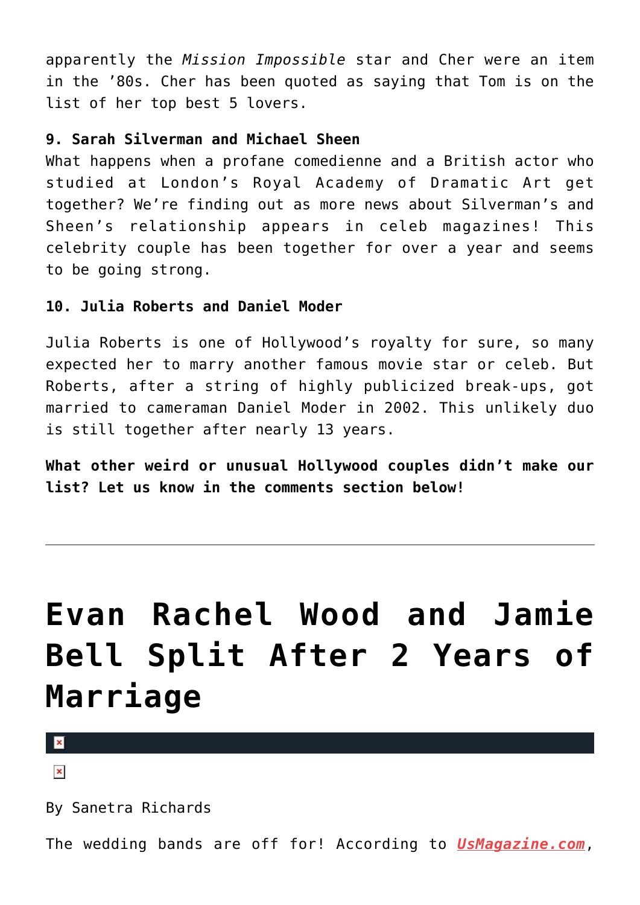apparently the *Mission Impossible* star and Cher were an item in the '80s. Cher has been quoted as saying that Tom is on the list of her top best 5 lovers.

**9. Sarah Silverman and Michael Sheen**
What happens when a profane comedienne and a British actor who studied at London's Royal Academy of Dramatic Art get together? We're finding out as more news about Silverman's and Sheen's relationship appears in celeb magazines! This celebrity couple has been together for over a year and seems to be going strong.

**10. Julia Roberts and Daniel Moder**

Julia Roberts is one of Hollywood's royalty for sure, so many expected her to marry another famous movie star or celeb. But Roberts, after a string of highly publicized break-ups, got married to cameraman Daniel Moder in 2002. This unlikely duo is still together after nearly 13 years.

**What other weird or unusual Hollywood couples didn't make our list? Let us know in the comments section below!**

---

# Evan Rachel Wood and Jamie Bell Split After 2 Years of Marriage

By Sanetra Richards

The wedding bands are off for! According to *UsMagazine.com*,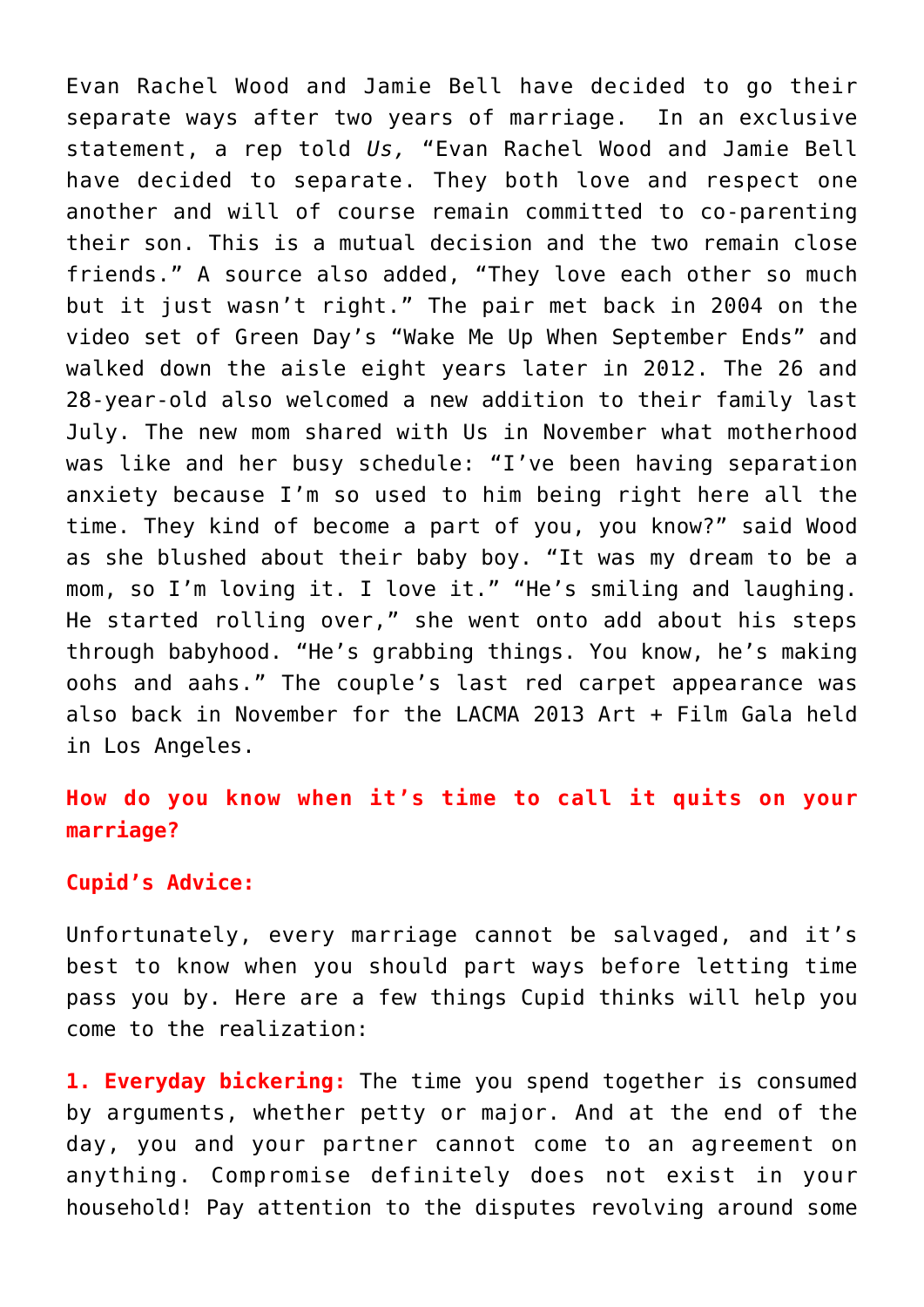Evan Rachel Wood and Jamie Bell have decided to go their separate ways after two years of marriage.  In an exclusive statement, a rep told *Us,* "Evan Rachel Wood and Jamie Bell have decided to separate. They both love and respect one another and will of course remain committed to co-parenting their son. This is a mutual decision and the two remain close friends." A source also added, "They love each other so much but it just wasn't right." The pair met back in 2004 on the video set of Green Day's "Wake Me Up When September Ends" and walked down the aisle eight years later in 2012. The 26 and 28-year-old also welcomed a new addition to their family last July. The new mom shared with Us in November what motherhood was like and her busy schedule: "I've been having separation anxiety because I'm so used to him being right here all the time. They kind of become a part of you, you know?" said Wood as she blushed about their baby boy. "It was my dream to be a mom, so I'm loving it. I love it." "He's smiling and laughing. He started rolling over," she went onto add about his steps through babyhood. "He's grabbing things. You know, he's making oohs and aahs." The couple's last red carpet appearance was also back in November for the LACMA 2013 Art + Film Gala held in Los Angeles.

**How do you know when it's time to call it quits on your marriage?**

**Cupid's Advice:**

Unfortunately, every marriage cannot be salvaged, and it's best to know when you should part ways before letting time pass you by. Here are a few things Cupid thinks will help you come to the realization:

**1. Everyday bickering:** The time you spend together is consumed by arguments, whether petty or major. And at the end of the day, you and your partner cannot come to an agreement on anything. Compromise definitely does not exist in your household! Pay attention to the disputes revolving around some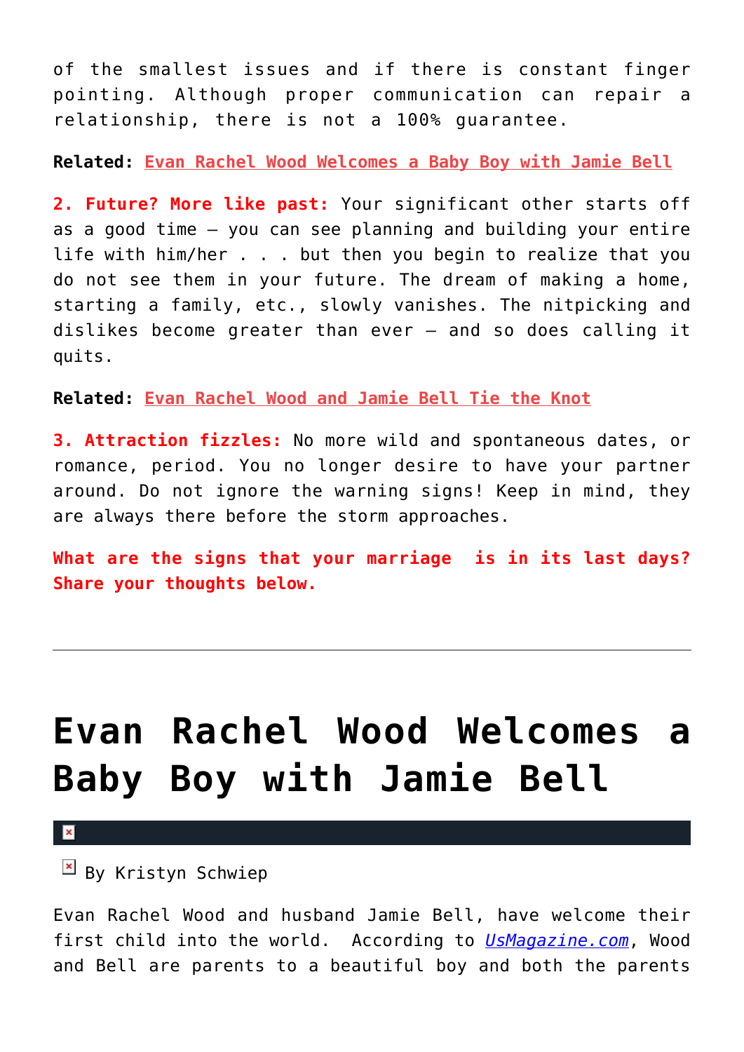of the smallest issues and if there is constant finger pointing. Although proper communication can repair a relationship, there is not a 100% guarantee.

**Related:** [Evan Rachel Wood Welcomes a Baby Boy with Jamie Bell]

**2. Future? More like past:** Your significant other starts off as a good time – you can see planning and building your entire life with him/her . . . but then you begin to realize that you do not see them in your future. The dream of making a home, starting a family, etc., slowly vanishes. The nitpicking and dislikes become greater than ever – and so does calling it quits.

**Related:** [Evan Rachel Wood and Jamie Bell Tie the Knot]

**3. Attraction fizzles:** No more wild and spontaneous dates, or romance, period. You no longer desire to have your partner around. Do not ignore the warning signs! Keep in mind, they are always there before the storm approaches.

**What are the signs that your marriage is in its last days? Share your thoughts below.**

---

# Evan Rachel Wood Welcomes a Baby Boy with Jamie Bell

By Kristyn Schwiep

Evan Rachel Wood and husband Jamie Bell, have welcome their first child into the world. According to *UsMagazine.com*, Wood and Bell are parents to a beautiful boy and both the parents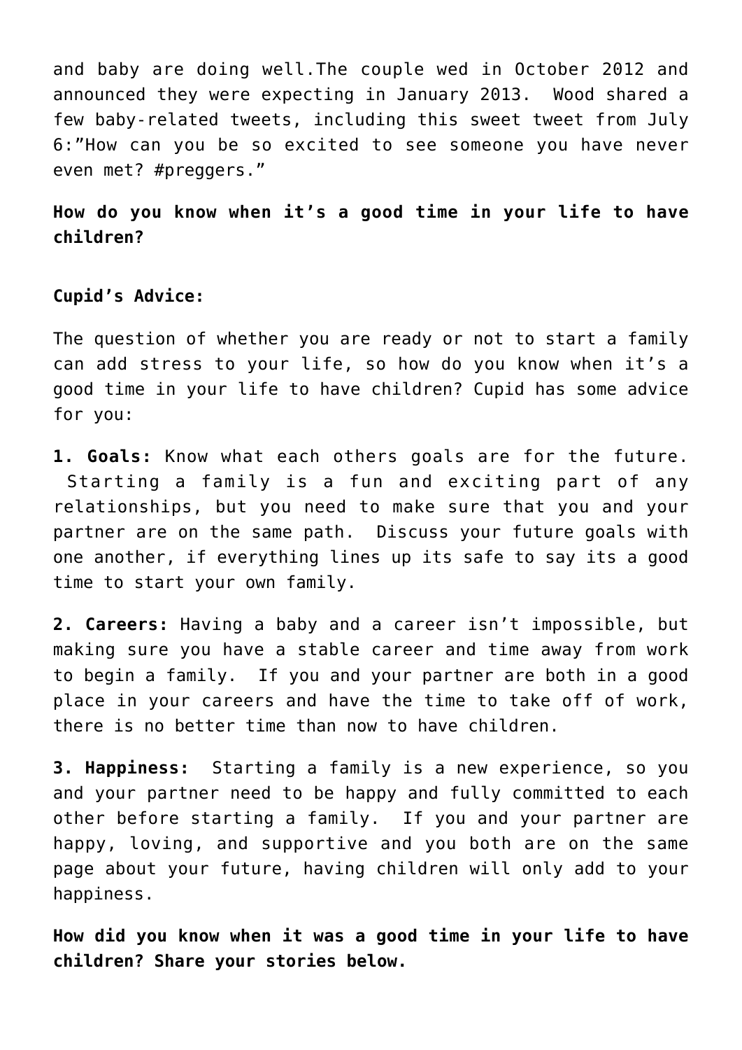and baby are doing well.The couple wed in October 2012 and announced they were expecting in January 2013. Wood shared a few baby-related tweets, including this sweet tweet from July 6:"How can you be so excited to see someone you have never even met? #preggers."

**How do you know when it's a good time in your life to have children?**

**Cupid's Advice:**

The question of whether you are ready or not to start a family can add stress to your life, so how do you know when it's a good time in your life to have children? Cupid has some advice for you:

**1. Goals:** Know what each others goals are for the future. Starting a family is a fun and exciting part of any relationships, but you need to make sure that you and your partner are on the same path. Discuss your future goals with one another, if everything lines up its safe to say its a good time to start your own family.

**2. Careers:** Having a baby and a career isn't impossible, but making sure you have a stable career and time away from work to begin a family. If you and your partner are both in a good place in your careers and have the time to take off of work, there is no better time than now to have children.

**3. Happiness:** Starting a family is a new experience, so you and your partner need to be happy and fully committed to each other before starting a family. If you and your partner are happy, loving, and supportive and you both are on the same page about your future, having children will only add to your happiness.

**How did you know when it was a good time in your life to have children? Share your stories below.**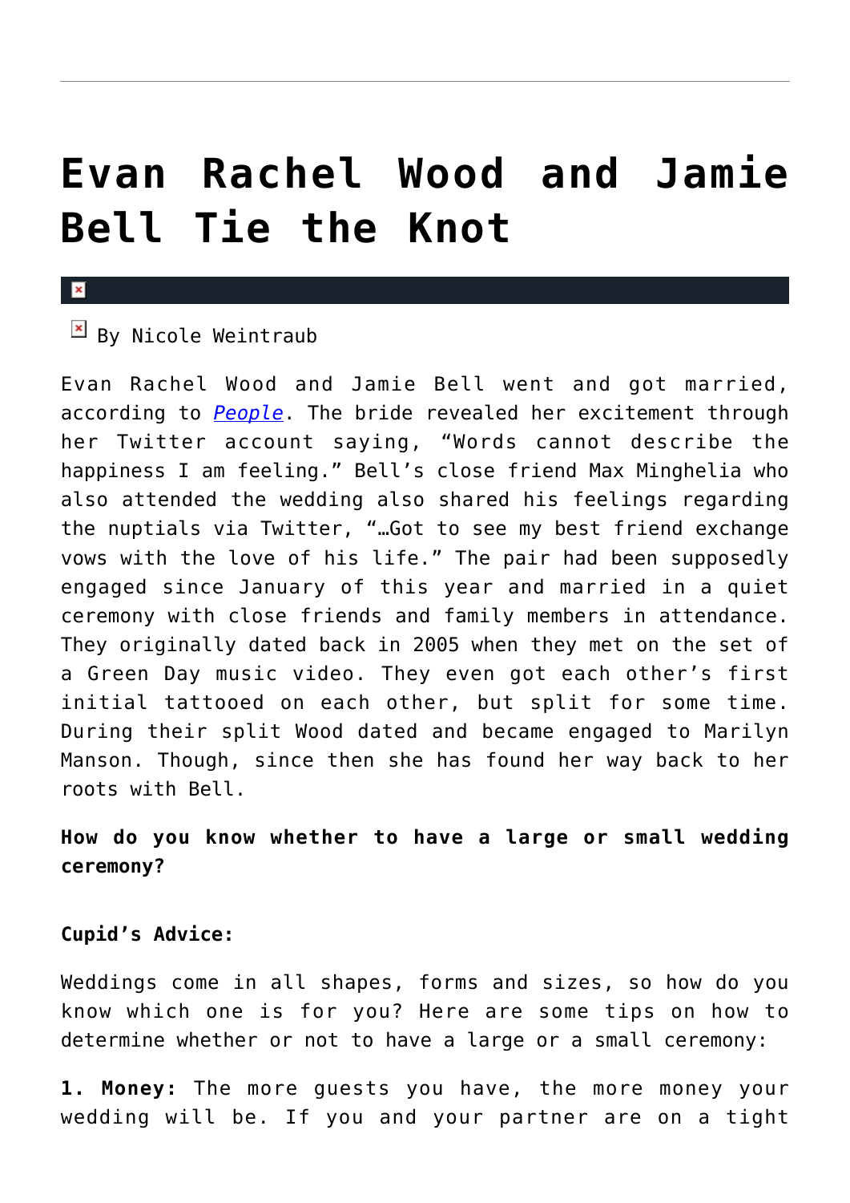# Evan Rachel Wood and Jamie Bell Tie the Knot

By Nicole Weintraub

Evan Rachel Wood and Jamie Bell went and got married, according to *People*. The bride revealed her excitement through her Twitter account saying, “Words cannot describe the happiness I am feeling.” Bell’s close friend Max Minghelia who also attended the wedding also shared his feelings regarding the nuptials via Twitter, “…Got to see my best friend exchange vows with the love of his life.” The pair had been supposedly engaged since January of this year and married in a quiet ceremony with close friends and family members in attendance. They originally dated back in 2005 when they met on the set of a Green Day music video. They even got each other’s first initial tattooed on each other, but split for some time. During their split Wood dated and became engaged to Marilyn Manson. Though, since then she has found her way back to her roots with Bell.

**How do you know whether to have a large or small wedding ceremony?**

**Cupid’s Advice:**

Weddings come in all shapes, forms and sizes, so how do you know which one is for you? Here are some tips on how to determine whether or not to have a large or a small ceremony:

**1. Money:** The more guests you have, the more money your wedding will be. If you and your partner are on a tight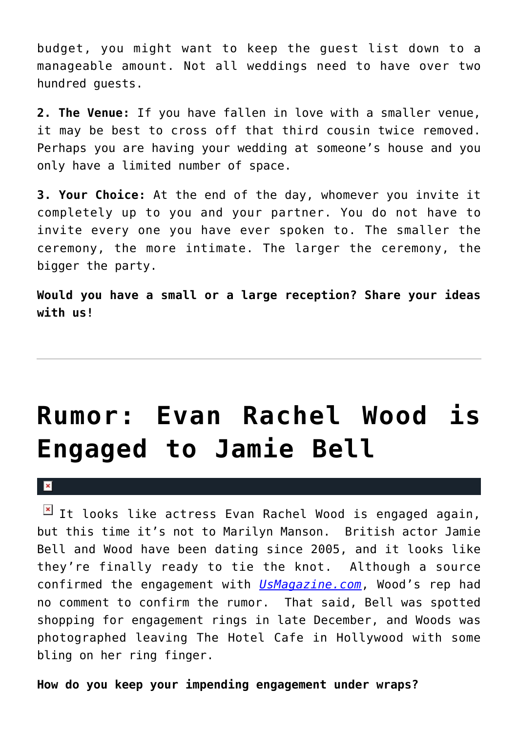budget, you might want to keep the guest list down to a manageable amount. Not all weddings need to have over two hundred guests.

**2. The Venue:** If you have fallen in love with a smaller venue, it may be best to cross off that third cousin twice removed. Perhaps you are having your wedding at someone's house and you only have a limited number of space.

**3. Your Choice:** At the end of the day, whomever you invite it completely up to you and your partner. You do not have to invite every one you have ever spoken to. The smaller the ceremony, the more intimate. The larger the ceremony, the bigger the party.

**Would you have a small or a large reception? Share your ideas with us!**

---

# Rumor: Evan Rachel Wood is Engaged to Jamie Bell

It looks like actress Evan Rachel Wood is engaged again, but this time it's not to Marilyn Manson. British actor Jamie Bell and Wood have been dating since 2005, and it looks like they're finally ready to tie the knot. Although a source confirmed the engagement with *UsMagazine.com*, Wood's rep had no comment to confirm the rumor. That said, Bell was spotted shopping for engagement rings in late December, and Woods was photographed leaving The Hotel Cafe in Hollywood with some bling on her ring finger.

**How do you keep your impending engagement under wraps?**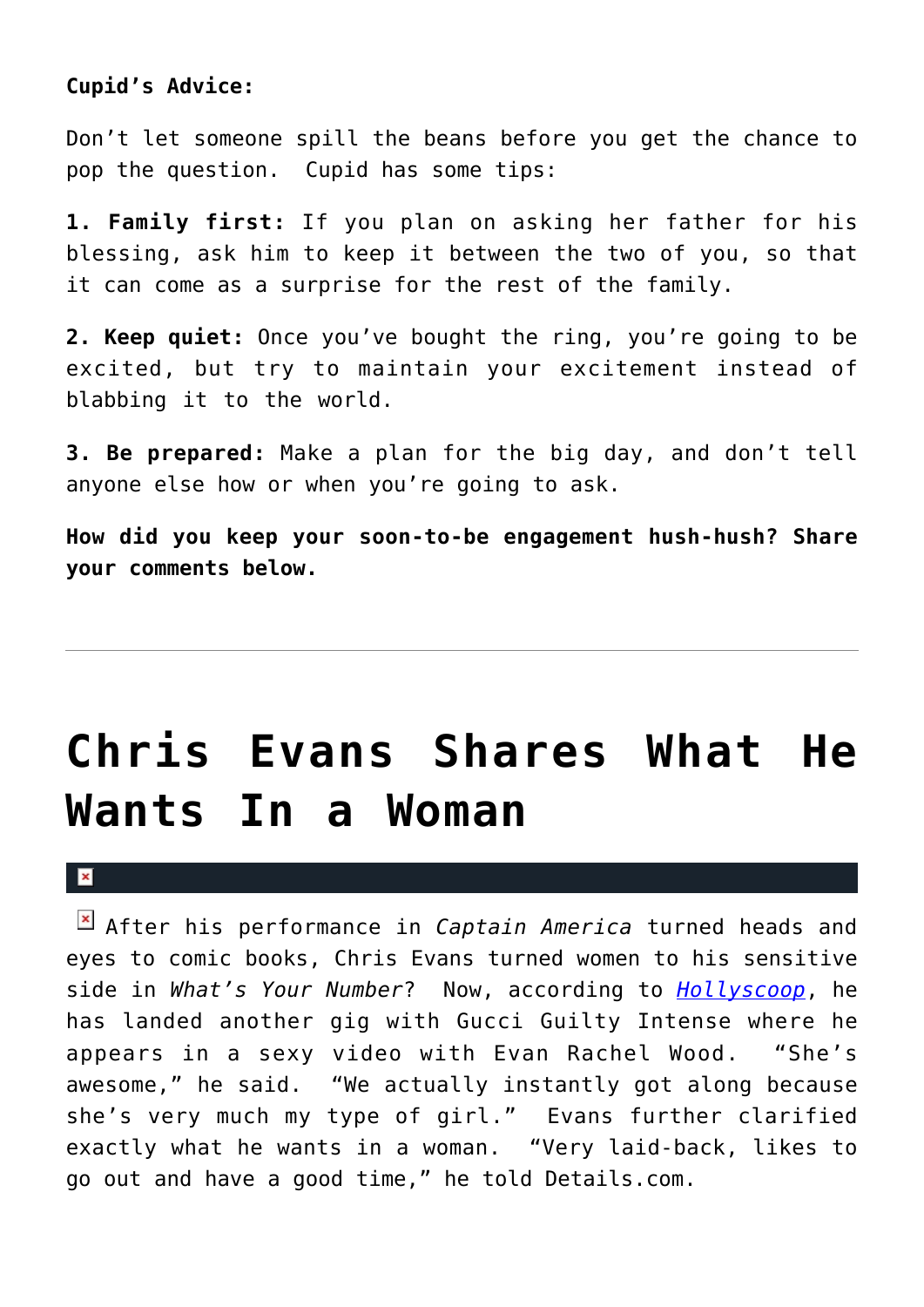**Cupid's Advice:**

Don't let someone spill the beans before you get the chance to pop the question. Cupid has some tips:

**1. Family first:** If you plan on asking her father for his blessing, ask him to keep it between the two of you, so that it can come as a surprise for the rest of the family.

**2. Keep quiet:** Once you've bought the ring, you're going to be excited, but try to maintain your excitement instead of blabbing it to the world.

**3. Be prepared:** Make a plan for the big day, and don't tell anyone else how or when you're going to ask.

**How did you keep your soon-to-be engagement hush-hush? Share your comments below.**

---

# Chris Evans Shares What He Wants In a Woman

After his performance in *Captain America* turned heads and eyes to comic books, Chris Evans turned women to his sensitive side in *What's Your Number*? Now, according to [Hollyscoop](), he has landed another gig with Gucci Guilty Intense where he appears in a sexy video with Evan Rachel Wood. "She's awesome," he said. "We actually instantly got along because she's very much my type of girl." Evans further clarified exactly what he wants in a woman. "Very laid-back, likes to go out and have a good time," he told Details.com.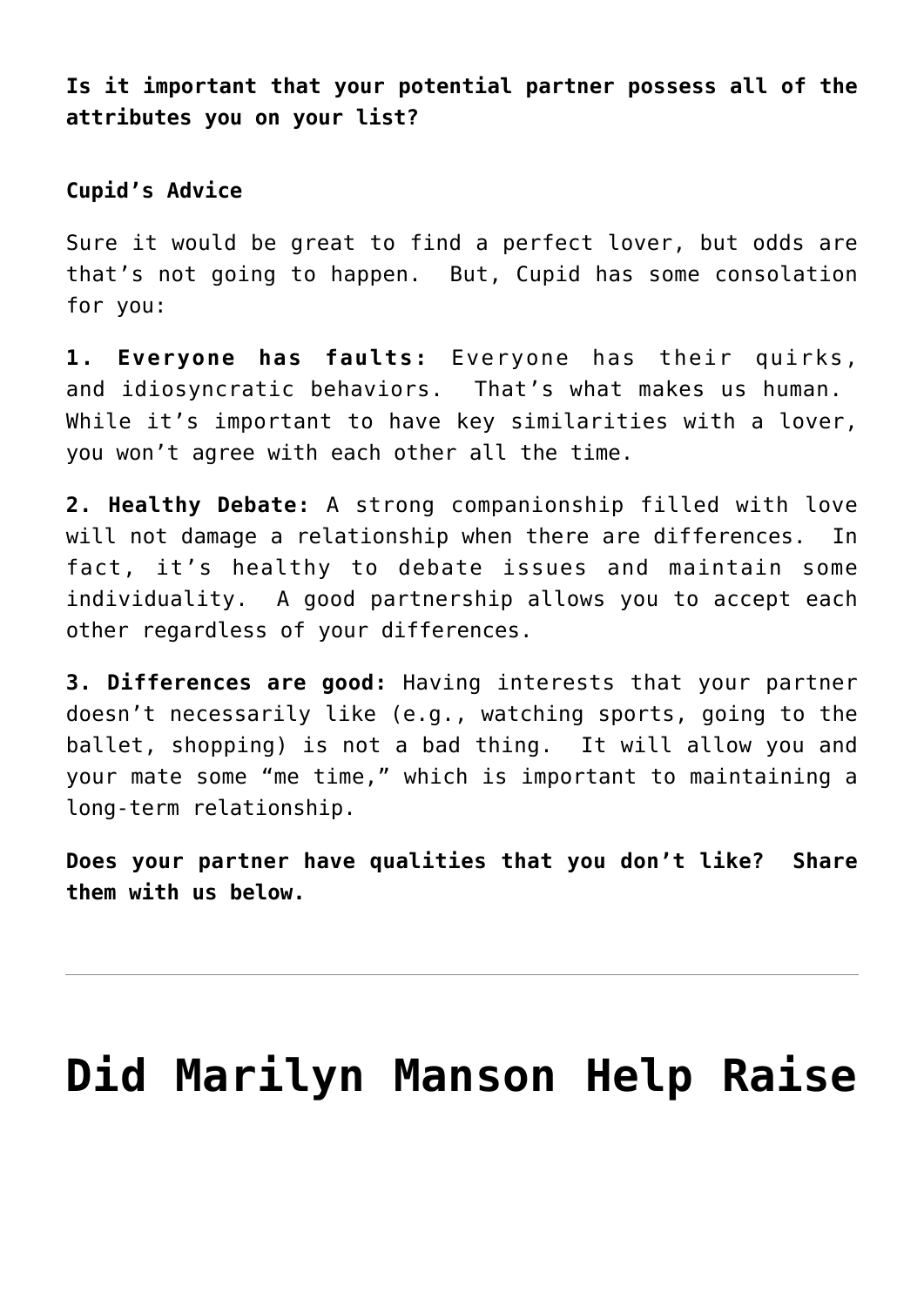**Is it important that your potential partner possess all of the attributes you on your list?**

**Cupid's Advice**

Sure it would be great to find a perfect lover, but odds are that's not going to happen. But, Cupid has some consolation for you:

**1. Everyone has faults:** Everyone has their quirks, and idiosyncratic behaviors. That's what makes us human. While it's important to have key similarities with a lover, you won't agree with each other all the time.

**2. Healthy Debate:** A strong companionship filled with love will not damage a relationship when there are differences. In fact, it's healthy to debate issues and maintain some individuality. A good partnership allows you to accept each other regardless of your differences.

**3. Differences are good:** Having interests that your partner doesn't necessarily like (e.g., watching sports, going to the ballet, shopping) is not a bad thing. It will allow you and your mate some "me time," which is important to maintaining a long-term relationship.

**Does your partner have qualities that you don't like? Share them with us below.**

---

# Did Marilyn Manson Help Raise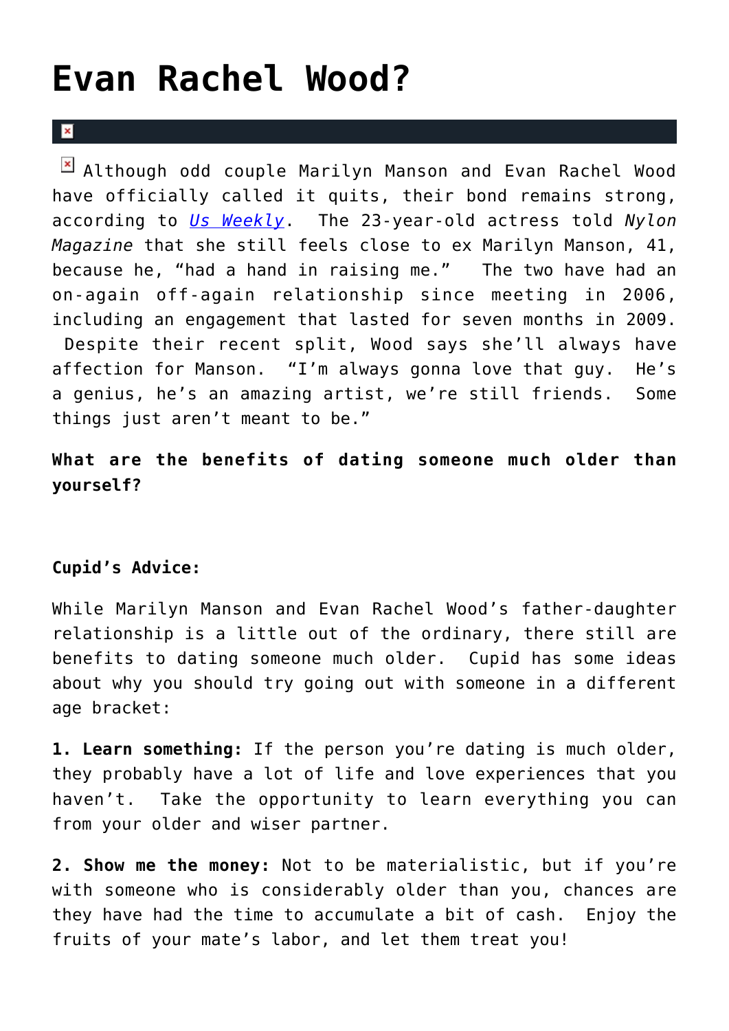# Evan Rachel Wood?

Although odd couple Marilyn Manson and Evan Rachel Wood have officially called it quits, their bond remains strong, according to *Us Weekly*. The 23-year-old actress told *Nylon Magazine* that she still feels close to ex Marilyn Manson, 41, because he, "had a hand in raising me." The two have had an on-again off-again relationship since meeting in 2006, including an engagement that lasted for seven months in 2009. Despite their recent split, Wood says she'll always have affection for Manson. "I'm always gonna love that guy. He's a genius, he's an amazing artist, we're still friends. Some things just aren't meant to be."

**What are the benefits of dating someone much older than yourself?**

**Cupid's Advice:**

While Marilyn Manson and Evan Rachel Wood's father-daughter relationship is a little out of the ordinary, there still are benefits to dating someone much older. Cupid has some ideas about why you should try going out with someone in a different age bracket:

**1. Learn something:** If the person you're dating is much older, they probably have a lot of life and love experiences that you haven't. Take the opportunity to learn everything you can from your older and wiser partner.

**2. Show me the money:** Not to be materialistic, but if you're with someone who is considerably older than you, chances are they have had the time to accumulate a bit of cash. Enjoy the fruits of your mate's labor, and let them treat you!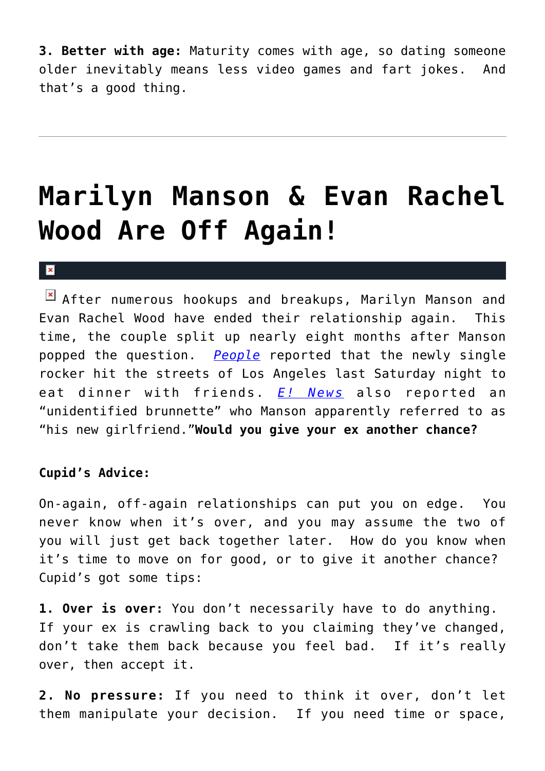**3. Better with age:** Maturity comes with age, so dating someone older inevitably means less video games and fart jokes. And that's a good thing.

---

# Marilyn Manson & Evan Rachel Wood Are Off Again!

After numerous hookups and breakups, Marilyn Manson and Evan Rachel Wood have ended their relationship again. This time, the couple split up nearly eight months after Manson popped the question. *People* reported that the newly single rocker hit the streets of Los Angeles last Saturday night to eat dinner with friends. *E! News* also reported an "unidentified brunnette" who Manson apparently referred to as "his new girlfriend."**Would you give your ex another chance?**

**Cupid's Advice:**

On-again, off-again relationships can put you on edge. You never know when it's over, and you may assume the two of you will just get back together later. How do you know when it's time to move on for good, or to give it another chance? Cupid's got some tips:

**1. Over is over:** You don't necessarily have to do anything. If your ex is crawling back to you claiming they've changed, don't take them back because you feel bad. If it's really over, then accept it.

**2. No pressure:** If you need to think it over, don't let them manipulate your decision. If you need time or space,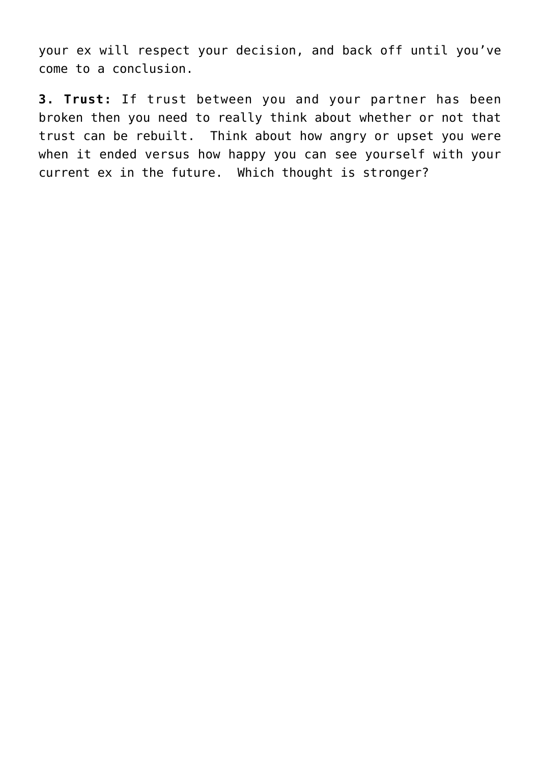your ex will respect your decision, and back off until you've come to a conclusion.

**3. Trust:** If trust between you and your partner has been broken then you need to really think about whether or not that trust can be rebuilt.  Think about how angry or upset you were when it ended versus how happy you can see yourself with your current ex in the future.  Which thought is stronger?